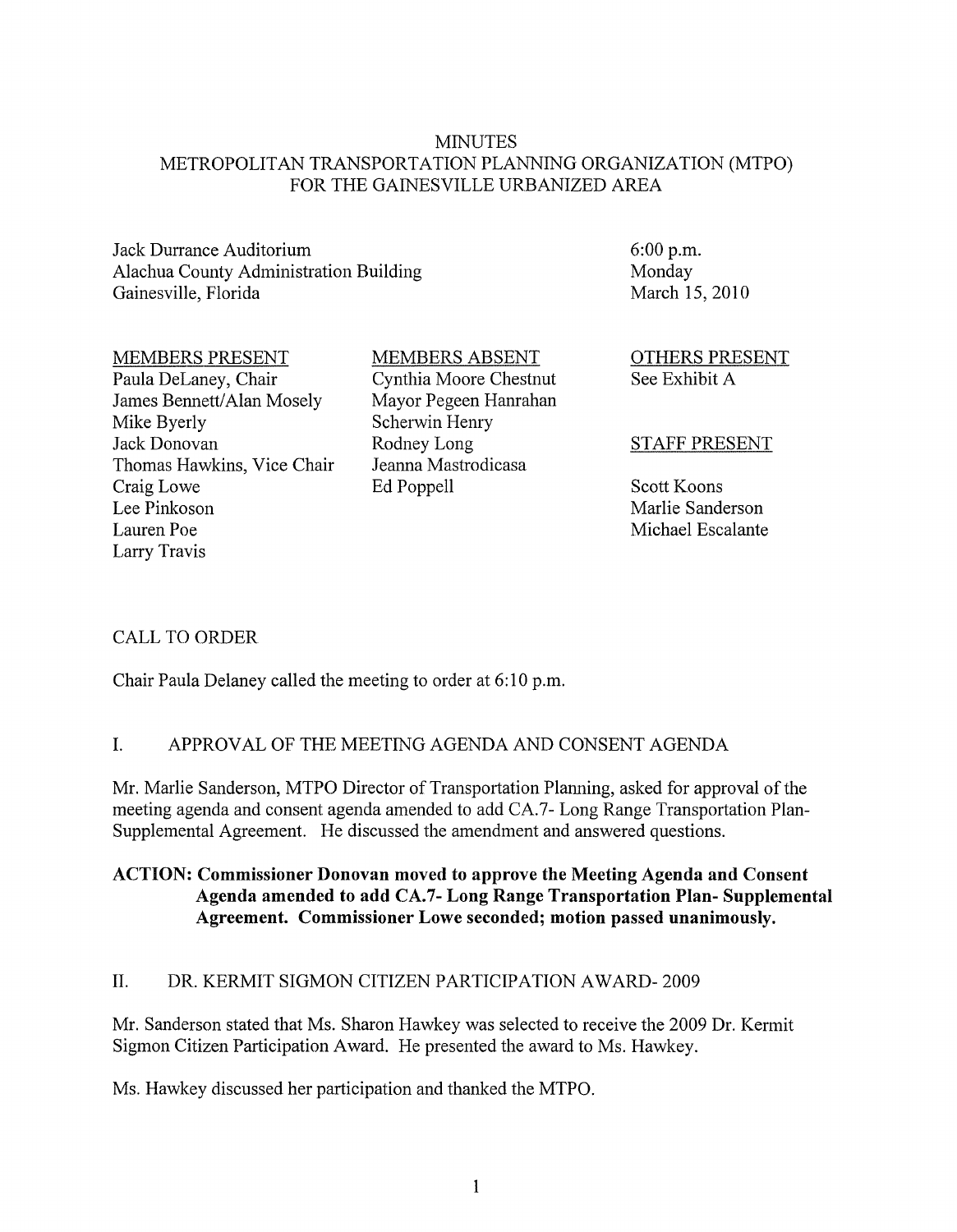# MINUTES
## METROPOLITAN TRANSPORTATION PLANNING ORGANIZATION (MTPO) FOR THE GAINESVILLE URBANIZED AREA

Jack Durrance Auditorium
Alachua County Administration Building
Gainesville, Florida

6:00 p.m.
Monday
March 15, 2010

MEMBERS PRESENT
Paula DeLaney, Chair
James Bennett/Alan Mosely
Mike Byerly
Jack Donovan
Thomas Hawkins, Vice Chair
Craig Lowe
Lee Pinkoson
Lauren Poe
Larry Travis

MEMBERS ABSENT
Cynthia Moore Chestnut
Mayor Pegeen Hanrahan
Scherwin Henry
Rodney Long
Jeanna Mastrodicasa
Ed Poppell

OTHERS PRESENT
See Exhibit A

STAFF PRESENT
Scott Koons
Marlie Sanderson
Michael Escalante

## CALL TO ORDER

Chair Paula Delaney called the meeting to order at 6:10 p.m.

## I. APPROVAL OF THE MEETING AGENDA AND CONSENT AGENDA

Mr. Marlie Sanderson, MTPO Director of Transportation Planning, asked for approval of the meeting agenda and consent agenda amended to add CA.7- Long Range Transportation Plan-Supplemental Agreement. He discussed the amendment and answered questions.

**ACTION: Commissioner Donovan moved to approve the Meeting Agenda and Consent Agenda amended to add CA.7- Long Range Transportation Plan- Supplemental Agreement. Commissioner Lowe seconded; motion passed unanimously.**

## II. DR. KERMIT SIGMON CITIZEN PARTICIPATION AWARD- 2009

Mr. Sanderson stated that Ms. Sharon Hawkey was selected to receive the 2009 Dr. Kermit Sigmon Citizen Participation Award. He presented the award to Ms. Hawkey.

Ms. Hawkey discussed her participation and thanked the MTPO.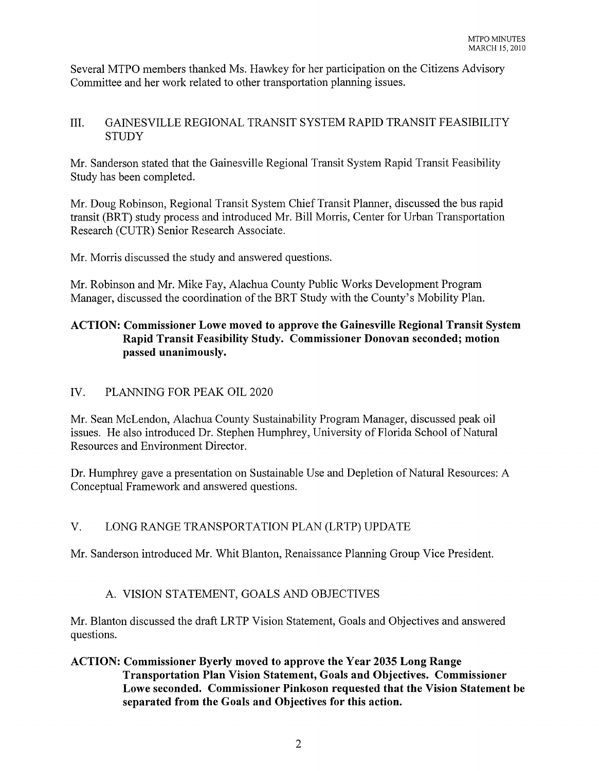Several MTPO members thanked Ms. Hawkey for her participation on the Citizens Advisory Committee and her work related to other transportation planning issues.

## III. GAINESVILLE REGIONAL TRANSIT SYSTEM RAPID TRANSIT FEASIBILITY STUDY

Mr. Sanderson stated that the Gainesville Regional Transit System Rapid Transit Feasibility Study has been completed.

Mr. Doug Robinson, Regional Transit System Chief Transit Planner, discussed the bus rapid transit (BRT) study process and introduced Mr. Bill Morris, Center for Urban Transportation Research (CUTR) Senior Research Associate.

Mr. Morris discussed the study and answered questions.

Mr. Robinson and Mr. Mike Fay, Alachua County Public Works Development Program Manager, discussed the coordination of the BRT Study with the County's Mobility Plan.

**ACTION: Commissioner Lowe moved to approve the Gainesville Regional Transit System Rapid Transit Feasibility Study. Commissioner Donovan seconded; motion passed unanimously.**

## IV. PLANNING FOR PEAK OIL 2020

Mr. Sean McLendon, Alachua County Sustainability Program Manager, discussed peak oil issues. He also introduced Dr. Stephen Humphrey, University of Florida School of Natural Resources and Environment Director.

Dr. Humphrey gave a presentation on Sustainable Use and Depletion of Natural Resources: A Conceptual Framework and answered questions.

## V. LONG RANGE TRANSPORTATION PLAN (LRTP) UPDATE

Mr. Sanderson introduced Mr. Whit Blanton, Renaissance Planning Group Vice President.

### A. VISION STATEMENT, GOALS AND OBJECTIVES

Mr. Blanton discussed the draft LRTP Vision Statement, Goals and Objectives and answered questions.

**ACTION: Commissioner Byerly moved to approve the Year 2035 Long Range Transportation Plan Vision Statement, Goals and Objectives. Commissioner Lowe seconded. Commissioner Pinkoson requested that the Vision Statement be separated from the Goals and Objectives for this action.**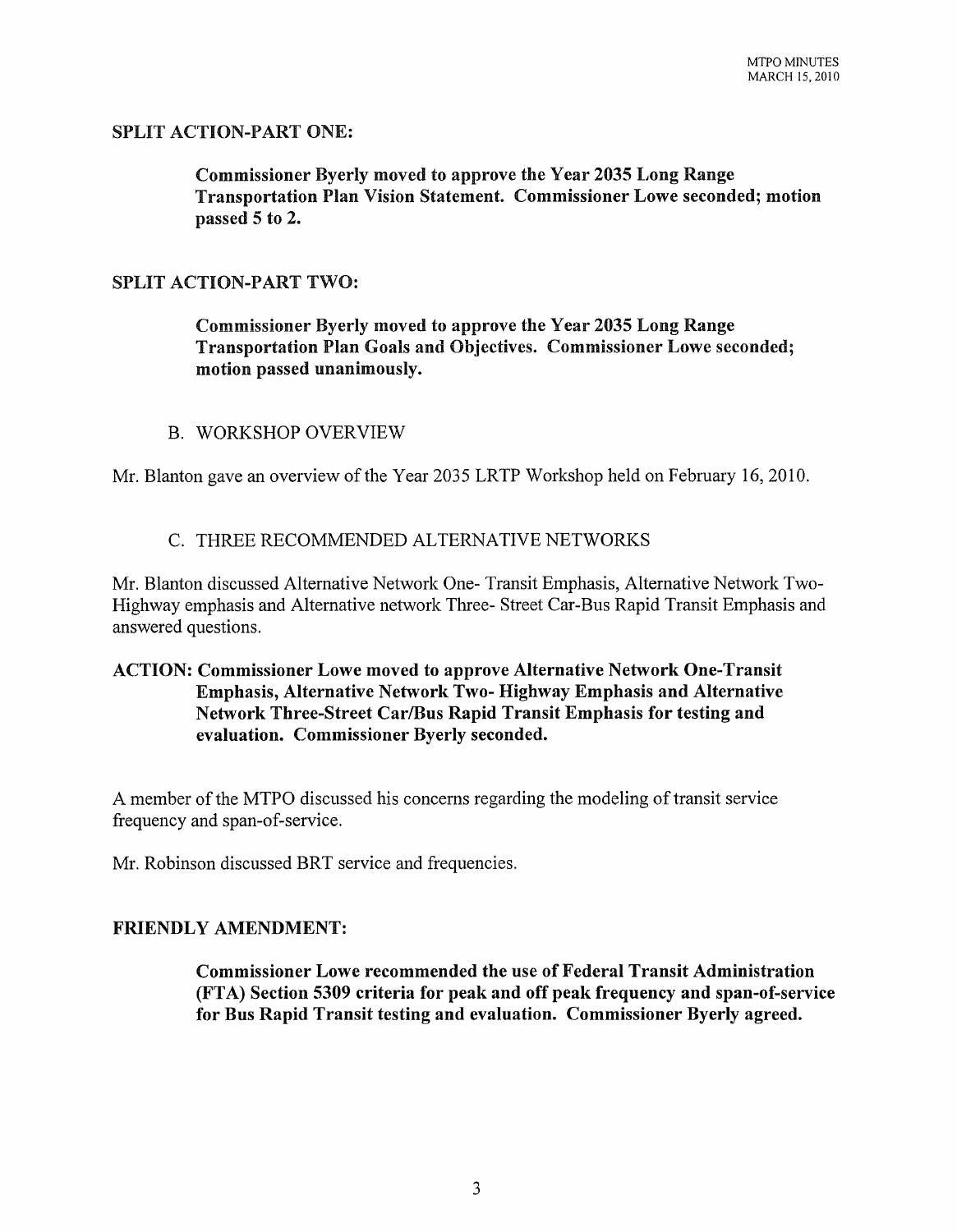**SPLIT ACTION-PART ONE:**

> **Commissioner Byerly moved to approve the Year 2035 Long Range Transportation Plan Vision Statement. Commissioner Lowe seconded; motion passed 5 to 2.**

**SPLIT ACTION-PART TWO:**

> **Commissioner Byerly moved to approve the Year 2035 Long Range Transportation Plan Goals and Objectives. Commissioner Lowe seconded; motion passed unanimously.**

B. WORKSHOP OVERVIEW

Mr. Blanton gave an overview of the Year 2035 LRTP Workshop held on February 16, 2010.

C. THREE RECOMMENDED ALTERNATIVE NETWORKS

Mr. Blanton discussed Alternative Network One- Transit Emphasis, Alternative Network Two- Highway emphasis and Alternative network Three- Street Car-Bus Rapid Transit Emphasis and answered questions.

**ACTION: Commissioner Lowe moved to approve Alternative Network One-Transit Emphasis, Alternative Network Two- Highway Emphasis and Alternative Network Three-Street Car/Bus Rapid Transit Emphasis for testing and evaluation. Commissioner Byerly seconded.**

A member of the MTPO discussed his concerns regarding the modeling of transit service frequency and span-of-service.

Mr. Robinson discussed BRT service and frequencies.

**FRIENDLY AMENDMENT:**

> **Commissioner Lowe recommended the use of Federal Transit Administration (FTA) Section 5309 criteria for peak and off peak frequency and span-of-service for Bus Rapid Transit testing and evaluation. Commissioner Byerly agreed.**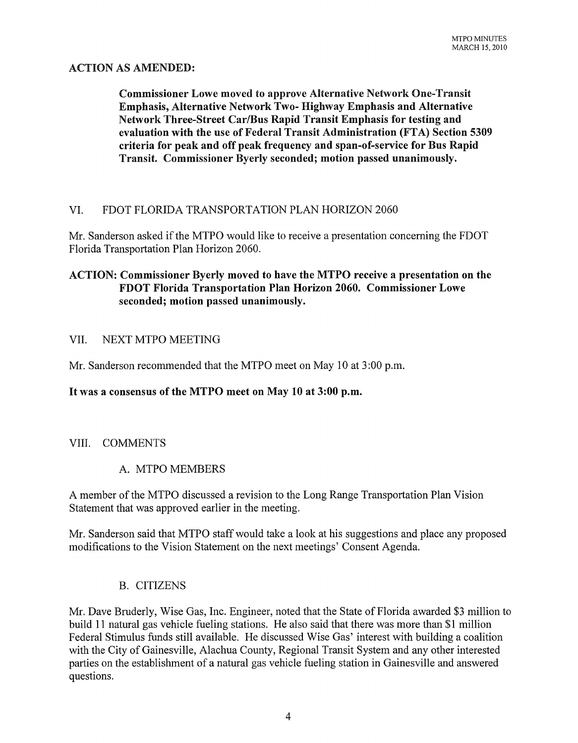**ACTION AS AMENDED:**

> **Commissioner Lowe moved to approve Alternative Network One-Transit Emphasis, Alternative Network Two- Highway Emphasis and Alternative Network Three-Street Car/Bus Rapid Transit Emphasis for testing and evaluation with the use of Federal Transit Administration (FTA) Section 5309 criteria for peak and off peak frequency and span-of-service for Bus Rapid Transit. Commissioner Byerly seconded; motion passed unanimously.**

## VI. FDOT FLORIDA TRANSPORTATION PLAN HORIZON 2060

Mr. Sanderson asked if the MTPO would like to receive a presentation concerning the FDOT Florida Transportation Plan Horizon 2060.

**ACTION: Commissioner Byerly moved to have the MTPO receive a presentation on the FDOT Florida Transportation Plan Horizon 2060. Commissioner Lowe seconded; motion passed unanimously.**

## VII. NEXT MTPO MEETING

Mr. Sanderson recommended that the MTPO meet on May 10 at 3:00 p.m.

**It was a consensus of the MTPO meet on May 10 at 3:00 p.m.**

## VIII. COMMENTS

### A. MTPO MEMBERS

A member of the MTPO discussed a revision to the Long Range Transportation Plan Vision Statement that was approved earlier in the meeting.

Mr. Sanderson said that MTPO staff would take a look at his suggestions and place any proposed modifications to the Vision Statement on the next meetings' Consent Agenda.

### B. CITIZENS

Mr. Dave Bruderly, Wise Gas, Inc. Engineer, noted that the State of Florida awarded $3 million to build 11 natural gas vehicle fueling stations. He also said that there was more than $1 million Federal Stimulus funds still available. He discussed Wise Gas' interest with building a coalition with the City of Gainesville, Alachua County, Regional Transit System and any other interested parties on the establishment of a natural gas vehicle fueling station in Gainesville and answered questions.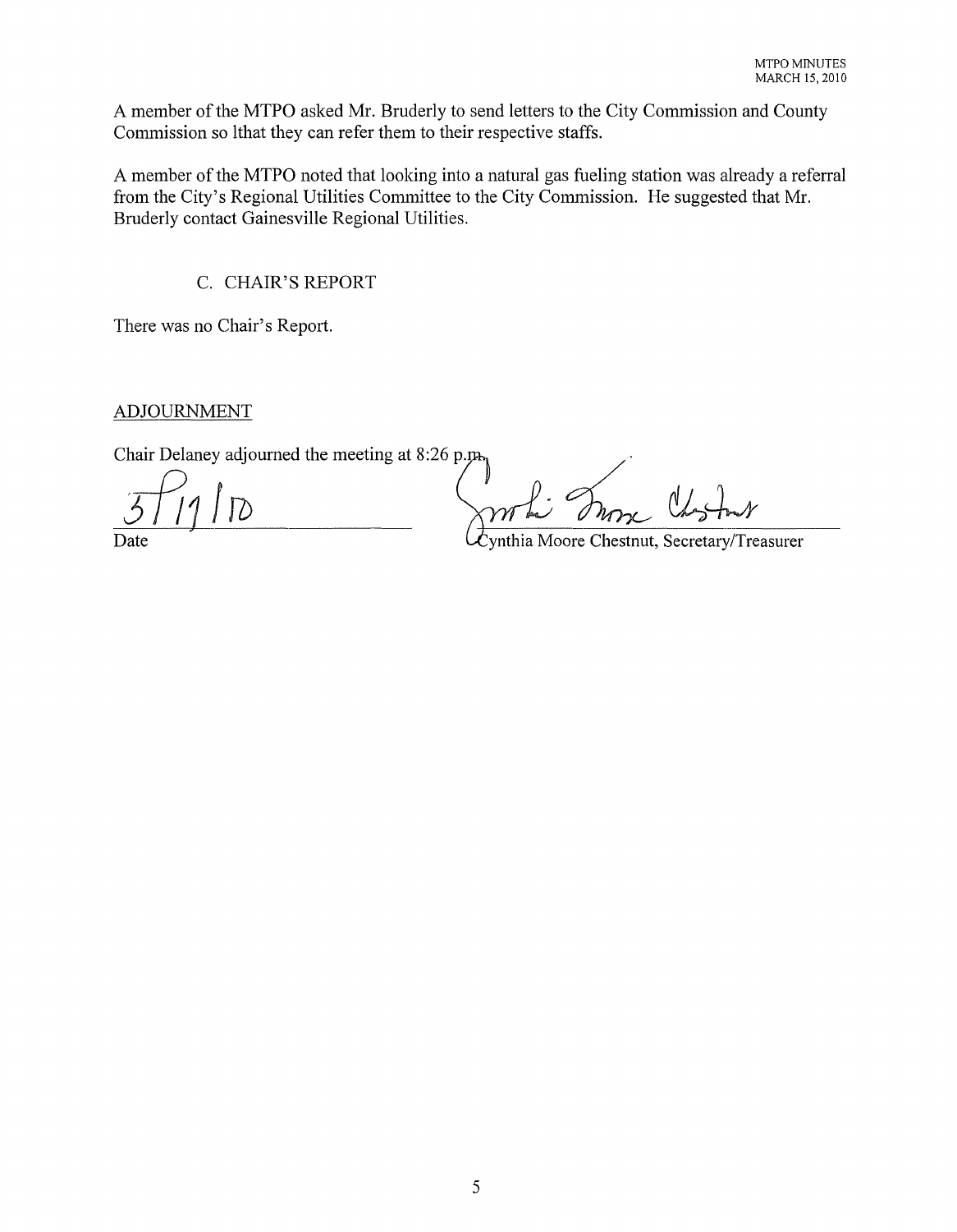A member of the MTPO asked Mr. Bruderly to send letters to the City Commission and County Commission so lthat they can refer them to their respective staffs.

A member of the MTPO noted that looking into a natural gas fueling station was already a referral from the City's Regional Utilities Committee to the City Commission. He suggested that Mr. Bruderly contact Gainesville Regional Utilities.

C. CHAIR'S REPORT

There was no Chair's Report.

ADJOURNMENT

Chair Delaney adjourned the meeting at 8:26 p.m.

3/17/10
Date

Cynthia Moore Chestnut, Secretary/Treasurer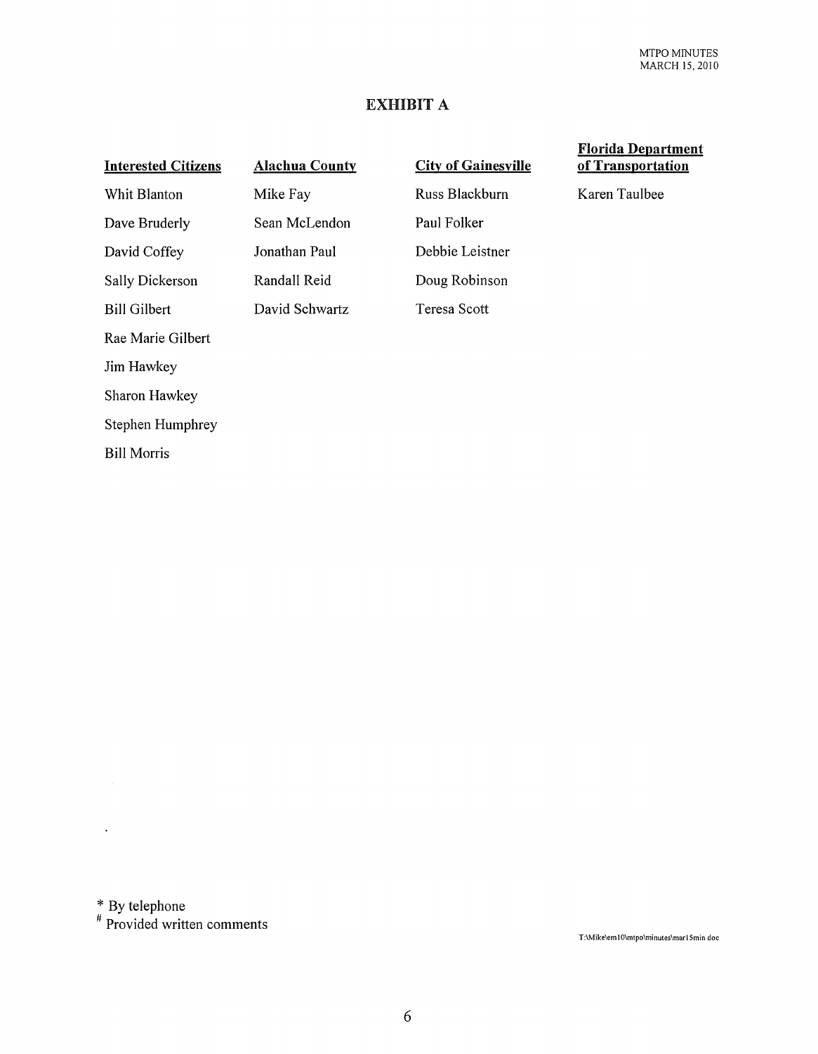# EXHIBIT A

| Interested Citizens | Alachua County | City of Gainesville | Florida Department of Transportation |
|---|---|---|---|
| Whit Blanton | Mike Fay | Russ Blackburn | Karen Taulbee |
| Dave Bruderly | Sean McLendon | Paul Folker | |
| David Coffey | Jonathan Paul | Debbie Leistner | |
| Sally Dickerson | Randall Reid | Doug Robinson | |
| Bill Gilbert | David Schwartz | Teresa Scott | |
| Rae Marie Gilbert | | | |
| Jim Hawkey | | | |
| Sharon Hawkey | | | |
| Stephen Humphrey | | | |
| Bill Morris | | | |

\* By telephone

\# Provided written comments

T:\Mike\em10\mtpo\minutes\mar15min doc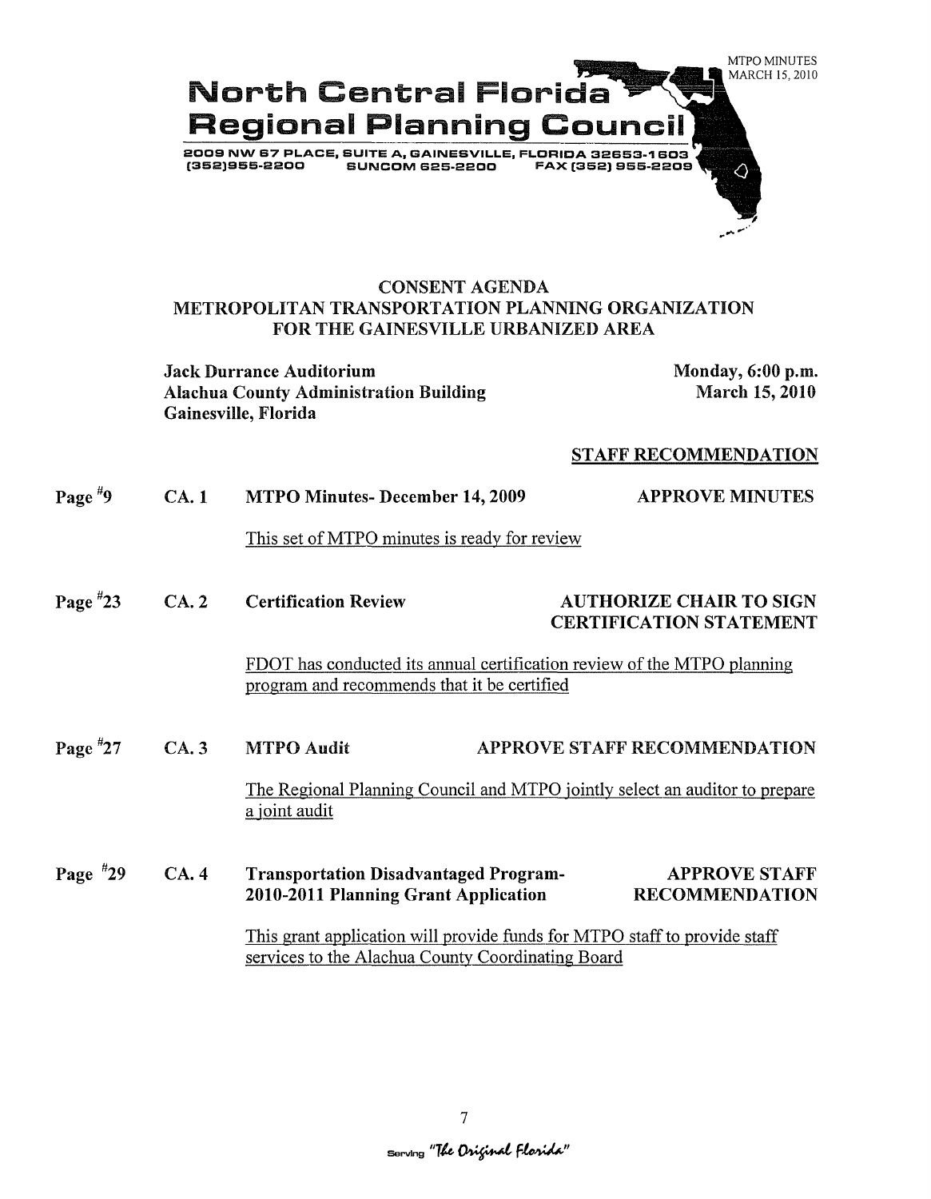# North Central Florida Regional Planning Council

2009 NW 67 PLACE, SUITE A, GAINESVILLE, FLORIDA 32653-1603
(352)955-2200 SUNCOM 625-2200 FAX (352) 955-2209

## CONSENT AGENDA
## METROPOLITAN TRANSPORTATION PLANNING ORGANIZATION
## FOR THE GAINESVILLE URBANIZED AREA

**Jack Durrance Auditorium**
**Alachua County Administration Building**
**Gainesville, Florida**

**Monday, 6:00 p.m.**
**March 15, 2010**

**STAFF RECOMMENDATION**

**Page #9 CA. 1 MTPO Minutes- December 14, 2009** — **APPROVE MINUTES**

This set of MTPO minutes is ready for review

**Page #23 CA. 2 Certification Review** — **AUTHORIZE CHAIR TO SIGN CERTIFICATION STATEMENT**

FDOT has conducted its annual certification review of the MTPO planning program and recommends that it be certified

**Page #27 CA. 3 MTPO Audit** — **APPROVE STAFF RECOMMENDATION**

The Regional Planning Council and MTPO jointly select an auditor to prepare a joint audit

**Page #29 CA. 4 Transportation Disadvantaged Program- 2010-2011 Planning Grant Application** — **APPROVE STAFF RECOMMENDATION**

This grant application will provide funds for MTPO staff to provide staff services to the Alachua County Coordinating Board

Serving "The Original Florida"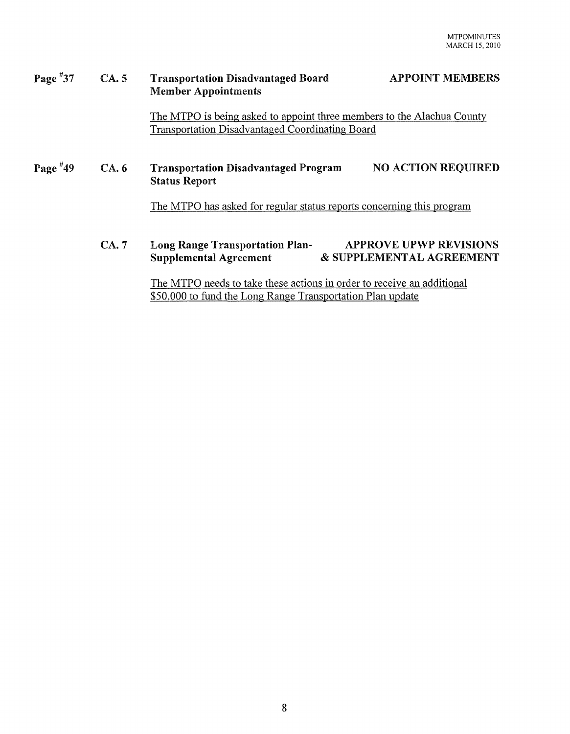**Page #37 CA. 5 Transportation Disadvantaged Board Member Appointments — APPOINT MEMBERS**

The MTPO is being asked to appoint three members to the Alachua County Transportation Disadvantaged Coordinating Board

**Page #49 CA. 6 Transportation Disadvantaged Program Status Report — NO ACTION REQUIRED**

The MTPO has asked for regular status reports concerning this program

**CA. 7 Long Range Transportation Plan-Supplemental Agreement — APPROVE UPWP REVISIONS & SUPPLEMENTAL AGREEMENT**

The MTPO needs to take these actions in order to receive an additional $50,000 to fund the Long Range Transportation Plan update